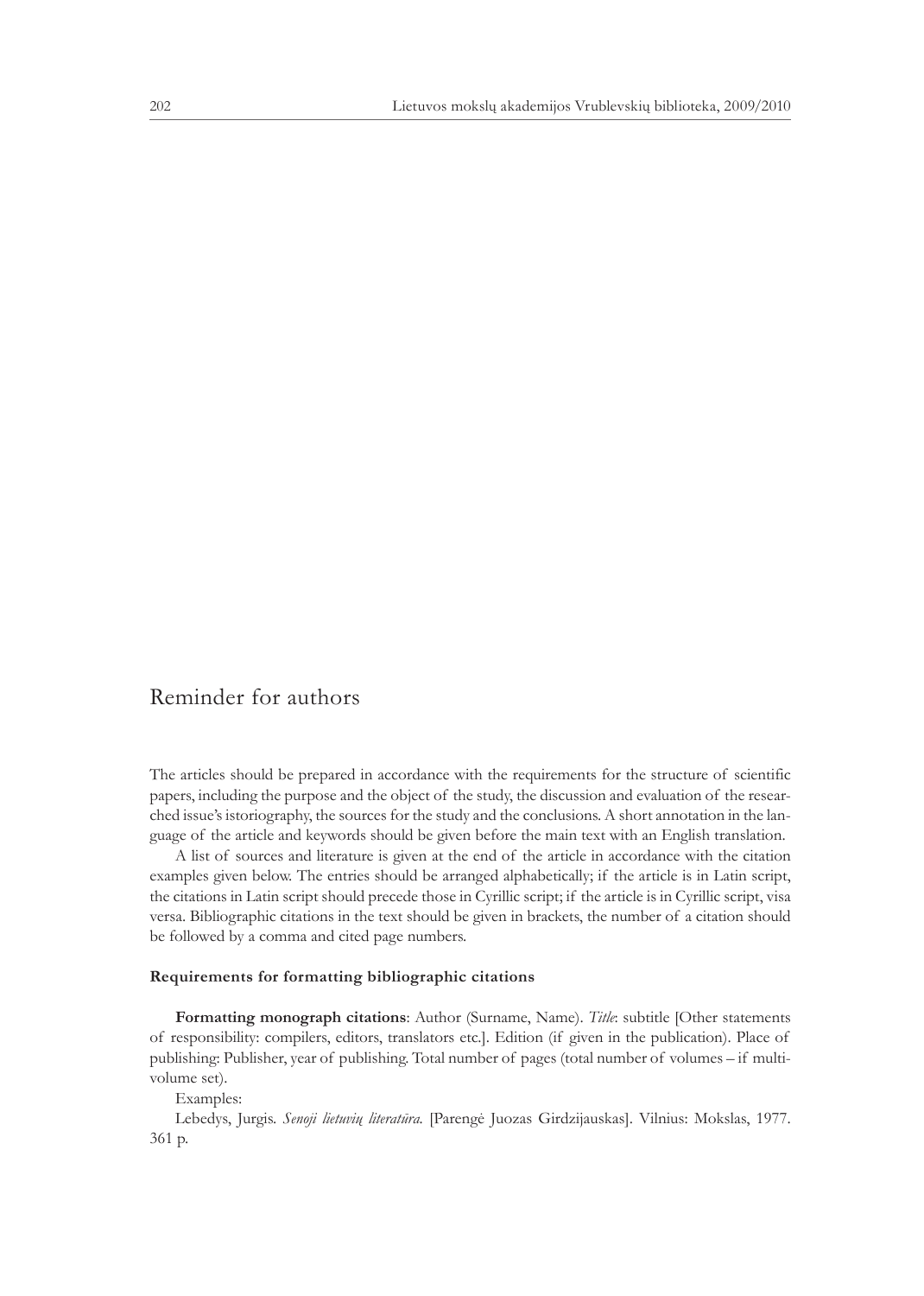# Reminder for authors

The articles should be prepared in accordance with the requirements for the structure of scientific papers, including the purpose and the object of the study, the discussion and evaluation of the researched issue's istoriography, the sources for the study and the conclusions. A short annotation in the language of the article and keywords should be given before the main text with an English translation.

A list of sources and literature is given at the end of the article in accordance with the citation examples given below. The entries should be arranged alphabetically; if the article is in Latin script, the citations in Latin script should precede those in Cyrillic script; if the article is in Cyrillic script, visa versa. Bibliographic citations in the text should be given in brackets, the number of a citation should be followed by a comma and cited page numbers.

### Requirements for formatting bibliographic citations

**Formatting monograph citations**: Author (Surname, Name). *Title*: subtitle [Other statements of responsibility: compilers, editors, translators etc.]. Edition (if given in the publication). Place of publishing: Publisher, year of publishing. Total number of pages (total number of volumes – if multi-volume set).

Examples:

Lebedys, Jurgis. *Senoji lietuvių literatūra*. [Parengė Juozas Girdzijauskas]. Vilnius: Mokslas, 1977. 361 p.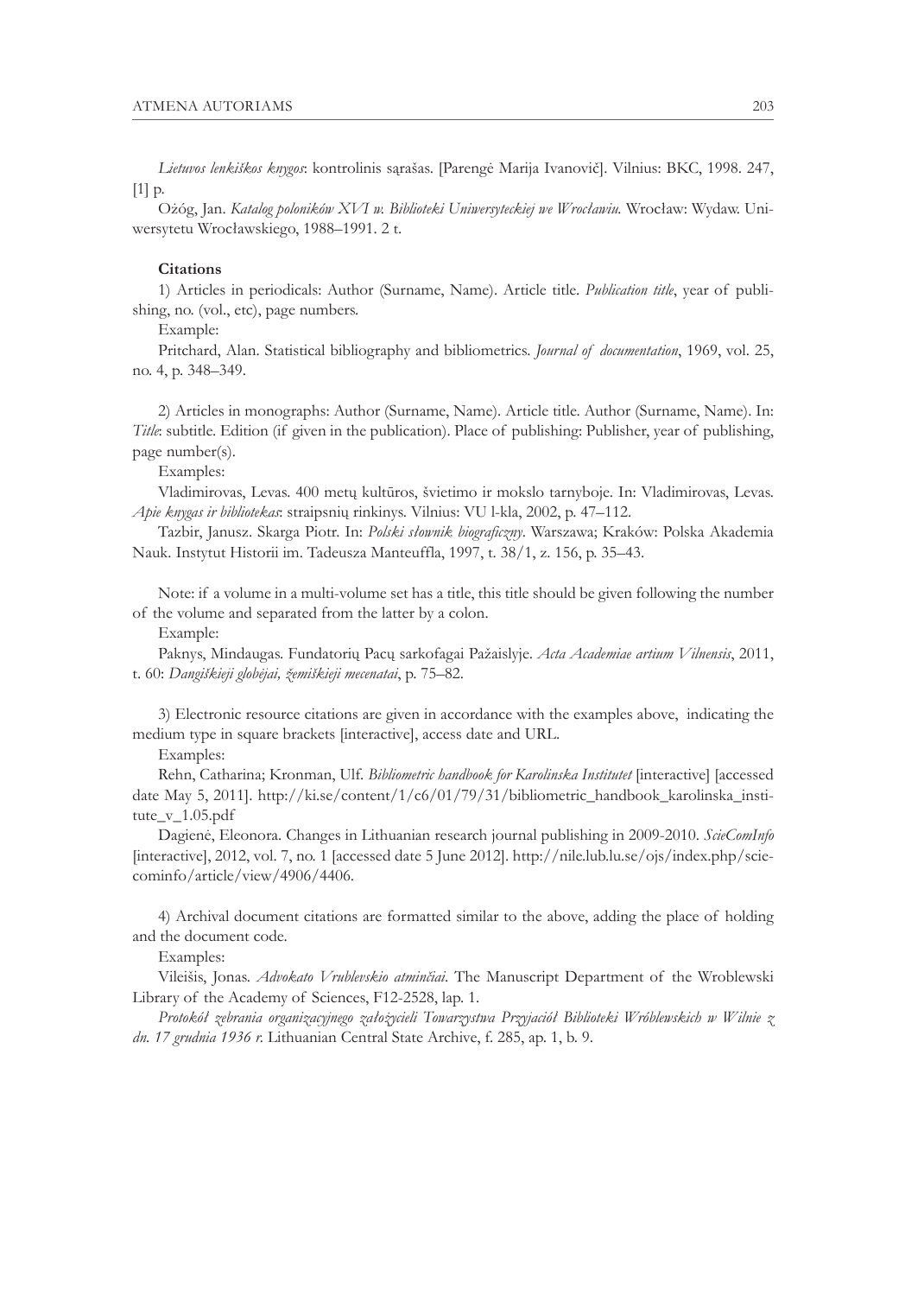*Lietuvos lenkiškos knygos*: kontrolinis sąrašas. [Parengė Marija Ivanovič]. Vilnius: BKC, 1998. 247, [1] p.

Ożóg, Jan. *Katalog poloników XVI w. Biblioteki Uniwersyteckiej we Wrocławiu.* Wrocław: Wydaw. Uniwersytetu Wrocławskiego, 1988–1991. 2 t.

**Citations**

1) Articles in periodicals: Author (Surname, Name). Article title. *Publication title*, year of publishing, no. (vol., etc), page numbers.

Example:

Pritchard, Alan. Statistical bibliography and bibliometrics. *Journal of documentation*, 1969, vol. 25, no. 4, p. 348–349.

2) Articles in monographs: Author (Surname, Name). Article title. Author (Surname, Name). In: *Title*: subtitle. Edition (if given in the publication). Place of publishing: Publisher, year of publishing, page number(s).

Examples:

Vladimirovas, Levas. 400 metų kultūros, švietimo ir mokslo tarnyboje. In: Vladimirovas, Levas. *Apie knygas ir bibliotekas*: straipsnių rinkinys. Vilnius: VU l-kla, 2002, p. 47–112.

Tazbir, Janusz. Skarga Piotr. In: *Polski słownik biograficzny*. Warszawa; Kraków: Polska Akademia Nauk. Instytut Historii im. Tadeusza Manteuffla, 1997, t. 38/1, z. 156, p. 35–43.

Note: if a volume in a multi-volume set has a title, this title should be given following the number of the volume and separated from the latter by a colon.

Example:

Paknys, Mindaugas. Fundatorių Pacų sarkofagai Pažaislyje. *Acta Academiae artium Vilnensis*, 2011, t. 60: *Dangiškieji globėjai, žemiškieji mecenatai*, p. 75–82.

3) Electronic resource citations are given in accordance with the examples above, indicating the medium type in square brackets [interactive], access date and URL.

Examples:

Rehn, Catharina; Kronman, Ulf. *Bibliometric handbook for Karolinska Institutet* [interactive] [accessed date May 5, 2011]. http://ki.se/content/1/c6/01/79/31/bibliometric_handbook_karolinska_institute_v_1.05.pdf

Dagienė, Eleonora. Changes in Lithuanian research journal publishing in 2009-2010. *ScieComInfo* [interactive], 2012, vol. 7, no. 1 [accessed date 5 June 2012]. http://nile.lub.lu.se/ojs/index.php/sciecominfo/article/view/4906/4406.

4) Archival document citations are formatted similar to the above, adding the place of holding and the document code.

Examples:

Vileišis, Jonas. *Advokato Vrublevskio atminčiai*. The Manuscript Department of the Wroblewski Library of the Academy of Sciences, F12-2528, lap. 1.

*Protokół zebrania organizacyjnego założycieli Towarzystwa Przyjaciół Biblioteki Wróblewskich w Wilnie z dn. 17 grudnia 1936 r.* Lithuanian Central State Archive, f. 285, ap. 1, b. 9.